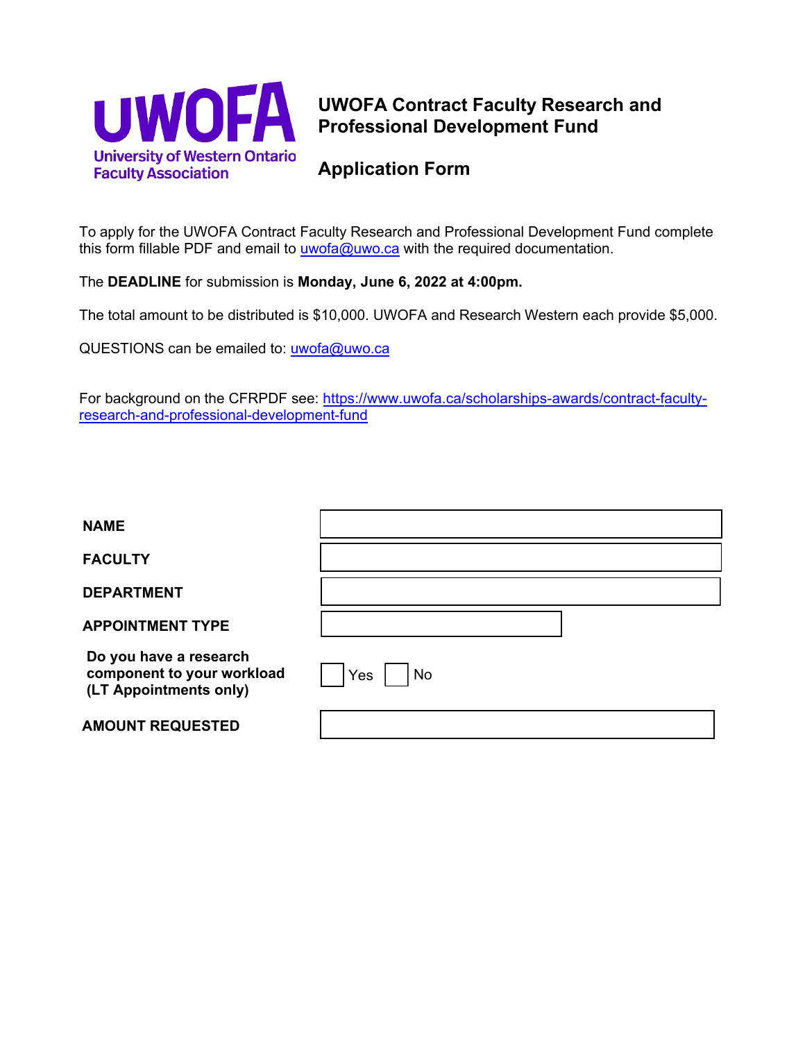UWOFA
University of Western Ontario Faculty Association

# UWOFA Contract Faculty Research and Professional Development Fund

## Application Form

To apply for the UWOFA Contract Faculty Research and Professional Development Fund complete this form fillable PDF and email to uwofa@uwo.ca with the required documentation.

The **DEADLINE** for submission is **Monday, June 6, 2022 at 4:00pm.**

The total amount to be distributed is $10,000. UWOFA and Research Western each provide $5,000.

QUESTIONS can be emailed to: uwofa@uwo.ca

For background on the CFRPDF see: https://www.uwofa.ca/scholarships-awards/contract-faculty-research-and-professional-development-fund

| | |
|---|---|
| **NAME** | |
| **FACULTY** | |
| **DEPARTMENT** | |
| **APPOINTMENT TYPE** | |
| **Do you have a research component to your workload (LT Appointments only)** | ☐ Yes ☐ No |
| **AMOUNT REQUESTED** | |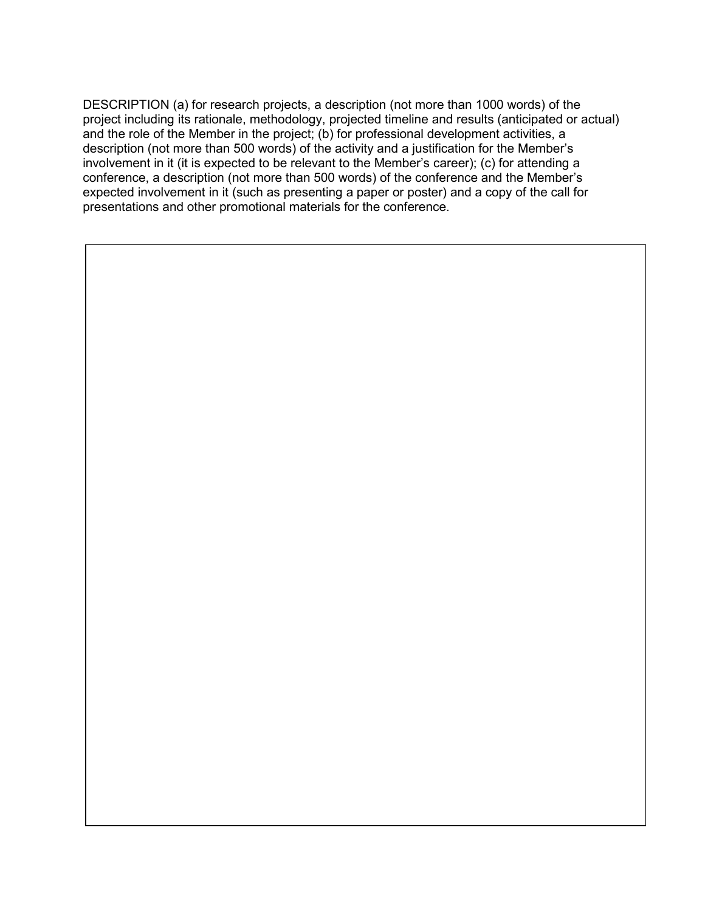DESCRIPTION (a) for research projects, a description (not more than 1000 words) of the project including its rationale, methodology, projected timeline and results (anticipated or actual) and the role of the Member in the project; (b) for professional development activities, a description (not more than 500 words) of the activity and a justification for the Member's involvement in it (it is expected to be relevant to the Member's career); (c) for attending a conference, a description (not more than 500 words) of the conference and the Member's expected involvement in it (such as presenting a paper or poster) and a copy of the call for presentations and other promotional materials for the conference.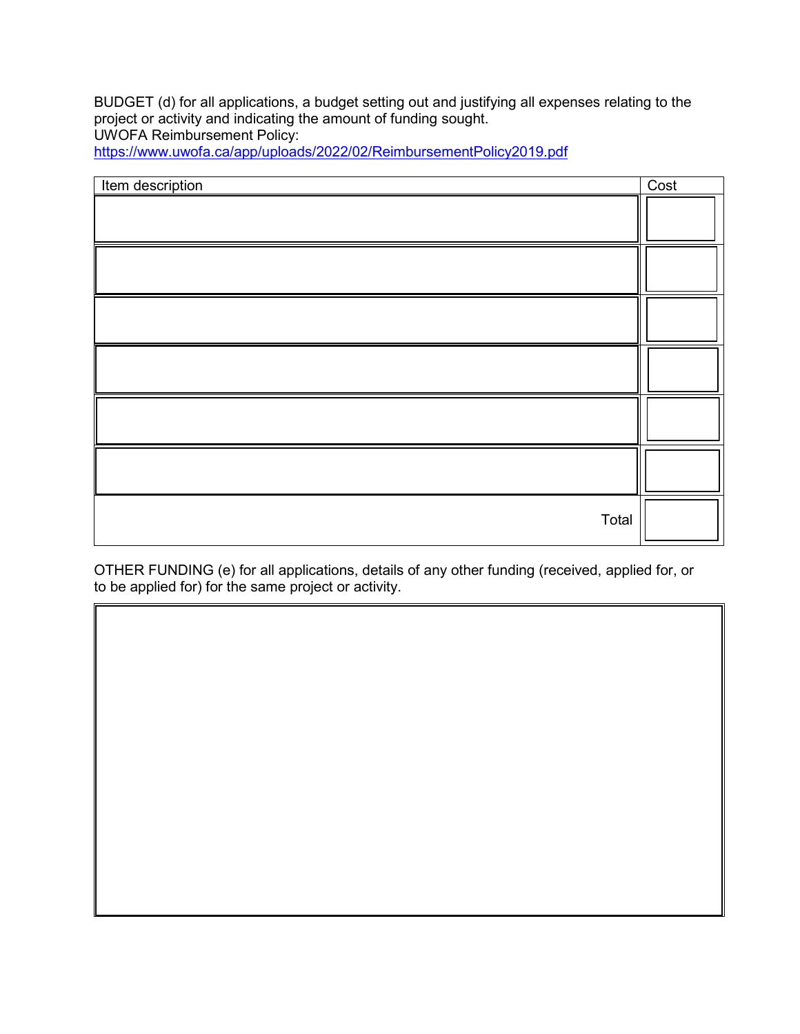BUDGET (d) for all applications, a budget setting out and justifying all expenses relating to the project or activity and indicating the amount of funding sought.
UWOFA Reimbursement Policy:
[https://www.uwofa.ca/app/uploads/2022/02/ReimbursementPolicy2019.pdf](https://www.uwofa.ca/app/uploads/2022/02/ReimbursementPolicy2019.pdf)

| Item description | Cost |
|---|---|
| | |
| | |
| | |
| | |
| | |
| | |
| Total | |

OTHER FUNDING (e) for all applications, details of any other funding (received, applied for, or to be applied for) for the same project or activity.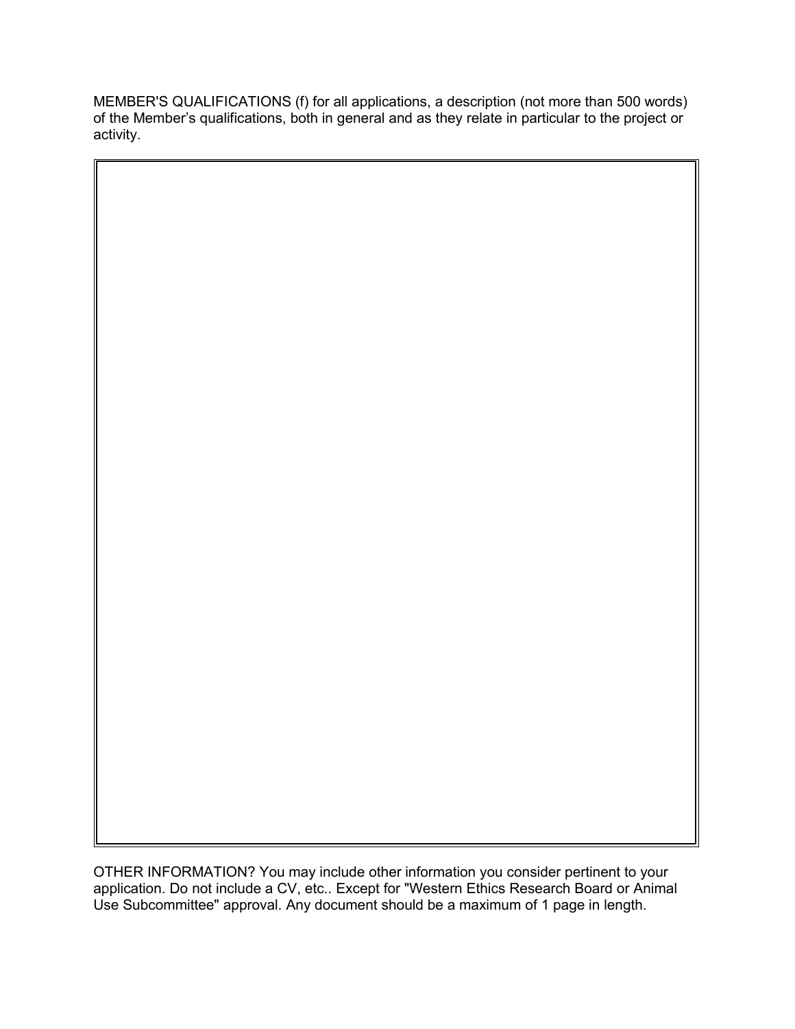MEMBER'S QUALIFICATIONS (f) for all applications, a description (not more than 500 words) of the Member's qualifications, both in general and as they relate in particular to the project or activity.

OTHER INFORMATION? You may include other information you consider pertinent to your application. Do not include a CV, etc.. Except for "Western Ethics Research Board or Animal Use Subcommittee" approval. Any document should be a maximum of 1 page in length.